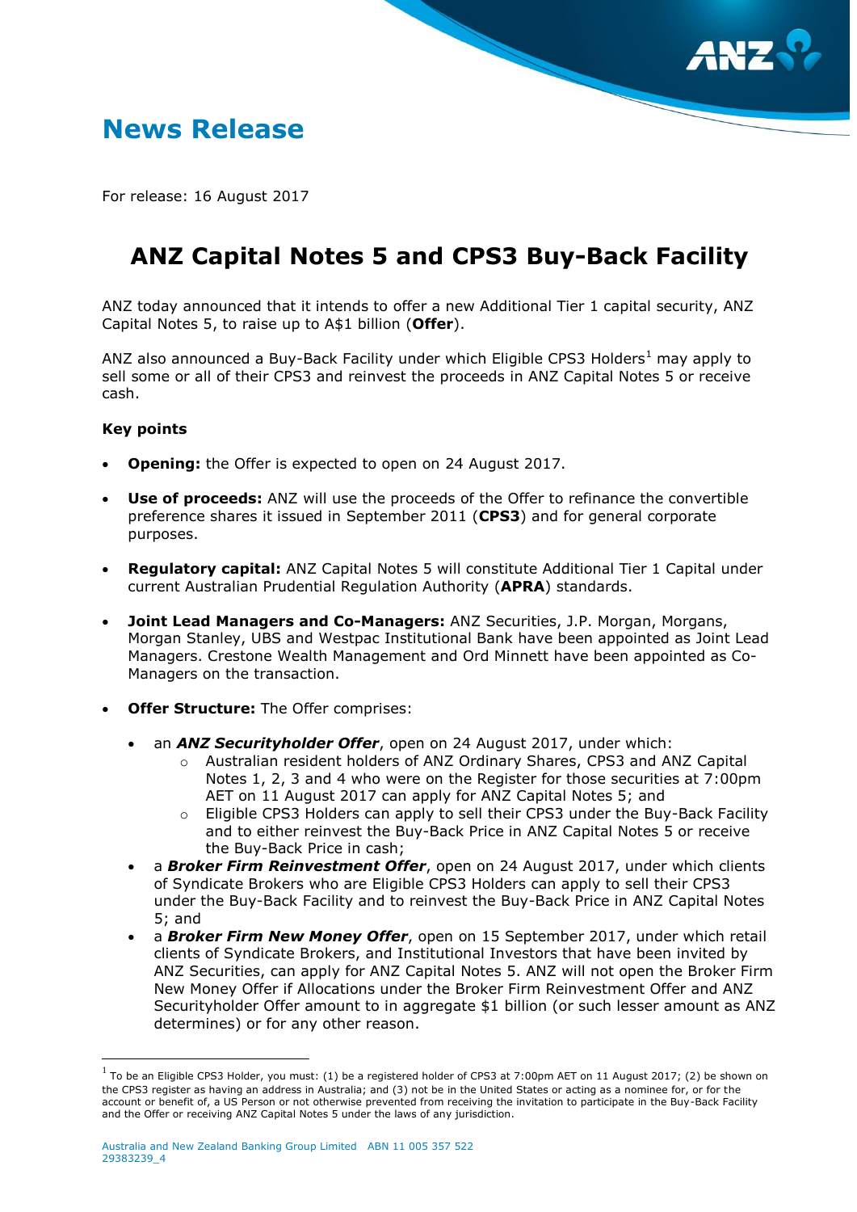# News Release

For release: 16 August 2017

## ANZ Capital Notes 5 and CPS3 Buy-Back Facility

ANZ today announced that it intends to offer a new Additional Tier 1 capital security, ANZ Capital Notes 5, to raise up to A$1 billion (**Offer**).

ANZ also announced a Buy-Back Facility under which Eligible CPS3 Holders[1] may apply to sell some or all of their CPS3 and reinvest the proceeds in ANZ Capital Notes 5 or receive cash.

**Key points**

- **Opening:** the Offer is expected to open on 24 August 2017.
- **Use of proceeds:** ANZ will use the proceeds of the Offer to refinance the convertible preference shares it issued in September 2011 (**CPS3**) and for general corporate purposes.
- **Regulatory capital:** ANZ Capital Notes 5 will constitute Additional Tier 1 Capital under current Australian Prudential Regulation Authority (**APRA**) standards.
- **Joint Lead Managers and Co-Managers:** ANZ Securities, J.P. Morgan, Morgans, Morgan Stanley, UBS and Westpac Institutional Bank have been appointed as Joint Lead Managers. Crestone Wealth Management and Ord Minnett have been appointed as Co-Managers on the transaction.
- **Offer Structure:** The Offer comprises:
  - an ***ANZ Securityholder Offer***, open on 24 August 2017, under which:
    - Australian resident holders of ANZ Ordinary Shares, CPS3 and ANZ Capital Notes 1, 2, 3 and 4 who were on the Register for those securities at 7:00pm AET on 11 August 2017 can apply for ANZ Capital Notes 5; and
    - Eligible CPS3 Holders can apply to sell their CPS3 under the Buy-Back Facility and to either reinvest the Buy-Back Price in ANZ Capital Notes 5 or receive the Buy-Back Price in cash;
  - a ***Broker Firm Reinvestment Offer***, open on 24 August 2017, under which clients of Syndicate Brokers who are Eligible CPS3 Holders can apply to sell their CPS3 under the Buy-Back Facility and to reinvest the Buy-Back Price in ANZ Capital Notes 5; and
  - a ***Broker Firm New Money Offer***, open on 15 September 2017, under which retail clients of Syndicate Brokers, and Institutional Investors that have been invited by ANZ Securities, can apply for ANZ Capital Notes 5. ANZ will not open the Broker Firm New Money Offer if Allocations under the Broker Firm Reinvestment Offer and ANZ Securityholder Offer amount to in aggregate $1 billion (or such lesser amount as ANZ determines) or for any other reason.

[1] To be an Eligible CPS3 Holder, you must: (1) be a registered holder of CPS3 at 7:00pm AET on 11 August 2017; (2) be shown on the CPS3 register as having an address in Australia; and (3) not be in the United States or acting as a nominee for, or for the account or benefit of, a US Person or not otherwise prevented from receiving the invitation to participate in the Buy-Back Facility and the Offer or receiving ANZ Capital Notes 5 under the laws of any jurisdiction.

Australia and New Zealand Banking Group Limited ABN 11 005 357 522
29383239_4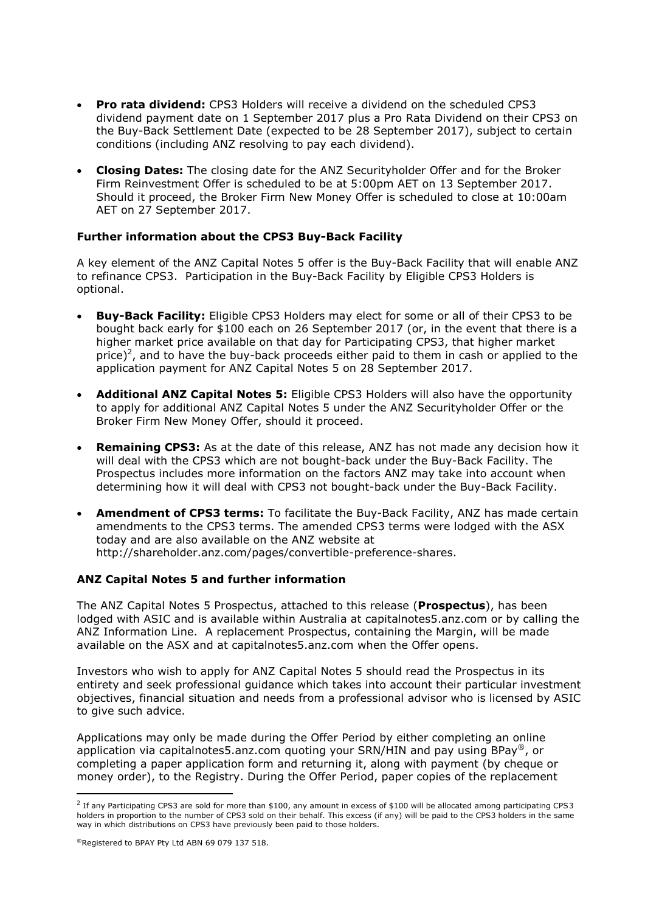- **Pro rata dividend:** CPS3 Holders will receive a dividend on the scheduled CPS3 dividend payment date on 1 September 2017 plus a Pro Rata Dividend on their CPS3 on the Buy-Back Settlement Date (expected to be 28 September 2017), subject to certain conditions (including ANZ resolving to pay each dividend).
- **Closing Dates:** The closing date for the ANZ Securityholder Offer and for the Broker Firm Reinvestment Offer is scheduled to be at 5:00pm AET on 13 September 2017. Should it proceed, the Broker Firm New Money Offer is scheduled to close at 10:00am AET on 27 September 2017.

**Further information about the CPS3 Buy-Back Facility**

A key element of the ANZ Capital Notes 5 offer is the Buy-Back Facility that will enable ANZ to refinance CPS3. Participation in the Buy-Back Facility by Eligible CPS3 Holders is optional.

- **Buy-Back Facility:** Eligible CPS3 Holders may elect for some or all of their CPS3 to be bought back early for $100 each on 26 September 2017 (or, in the event that there is a higher market price available on that day for Participating CPS3, that higher market price)[2], and to have the buy-back proceeds either paid to them in cash or applied to the application payment for ANZ Capital Notes 5 on 28 September 2017.
- **Additional ANZ Capital Notes 5:** Eligible CPS3 Holders will also have the opportunity to apply for additional ANZ Capital Notes 5 under the ANZ Securityholder Offer or the Broker Firm New Money Offer, should it proceed.
- **Remaining CPS3:** As at the date of this release, ANZ has not made any decision how it will deal with the CPS3 which are not bought-back under the Buy-Back Facility. The Prospectus includes more information on the factors ANZ may take into account when determining how it will deal with CPS3 not bought-back under the Buy-Back Facility.
- **Amendment of CPS3 terms:** To facilitate the Buy-Back Facility, ANZ has made certain amendments to the CPS3 terms. The amended CPS3 terms were lodged with the ASX today and are also available on the ANZ website at http://shareholder.anz.com/pages/convertible-preference-shares.

**ANZ Capital Notes 5 and further information**

The ANZ Capital Notes 5 Prospectus, attached to this release (**Prospectus**), has been lodged with ASIC and is available within Australia at capitalnotes5.anz.com or by calling the ANZ Information Line. A replacement Prospectus, containing the Margin, will be made available on the ASX and at capitalnotes5.anz.com when the Offer opens.

Investors who wish to apply for ANZ Capital Notes 5 should read the Prospectus in its entirety and seek professional guidance which takes into account their particular investment objectives, financial situation and needs from a professional advisor who is licensed by ASIC to give such advice.

Applications may only be made during the Offer Period by either completing an online application via capitalnotes5.anz.com quoting your SRN/HIN and pay using BPay®, or completing a paper application form and returning it, along with payment (by cheque or money order), to the Registry. During the Offer Period, paper copies of the replacement

---

[2] If any Participating CPS3 are sold for more than $100, any amount in excess of $100 will be allocated among participating CPS3 holders in proportion to the number of CPS3 sold on their behalf. This excess (if any) will be paid to the CPS3 holders in the same way in which distributions on CPS3 have previously been paid to those holders.

®Registered to BPAY Pty Ltd ABN 69 079 137 518.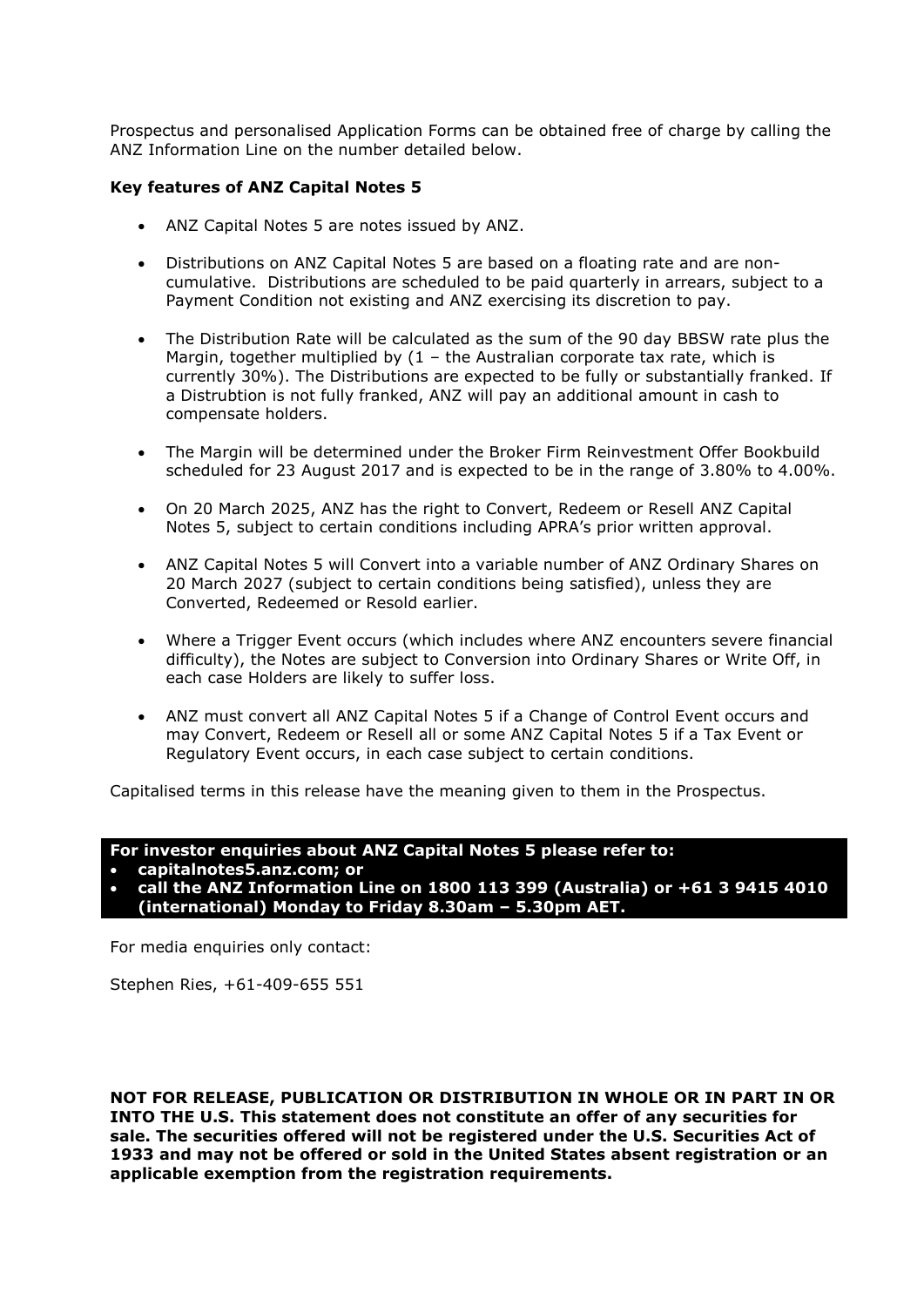Prospectus and personalised Application Forms can be obtained free of charge by calling the ANZ Information Line on the number detailed below.

**Key features of ANZ Capital Notes 5**

- ANZ Capital Notes 5 are notes issued by ANZ.
- Distributions on ANZ Capital Notes 5 are based on a floating rate and are non-cumulative. Distributions are scheduled to be paid quarterly in arrears, subject to a Payment Condition not existing and ANZ exercising its discretion to pay.
- The Distribution Rate will be calculated as the sum of the 90 day BBSW rate plus the Margin, together multiplied by (1 – the Australian corporate tax rate, which is currently 30%). The Distributions are expected to be fully or substantially franked. If a Distrubtion is not fully franked, ANZ will pay an additional amount in cash to compensate holders.
- The Margin will be determined under the Broker Firm Reinvestment Offer Bookbuild scheduled for 23 August 2017 and is expected to be in the range of 3.80% to 4.00%.
- On 20 March 2025, ANZ has the right to Convert, Redeem or Resell ANZ Capital Notes 5, subject to certain conditions including APRA's prior written approval.
- ANZ Capital Notes 5 will Convert into a variable number of ANZ Ordinary Shares on 20 March 2027 (subject to certain conditions being satisfied), unless they are Converted, Redeemed or Resold earlier.
- Where a Trigger Event occurs (which includes where ANZ encounters severe financial difficulty), the Notes are subject to Conversion into Ordinary Shares or Write Off, in each case Holders are likely to suffer loss.
- ANZ must convert all ANZ Capital Notes 5 if a Change of Control Event occurs and may Convert, Redeem or Resell all or some ANZ Capital Notes 5 if a Tax Event or Regulatory Event occurs, in each case subject to certain conditions.

Capitalised terms in this release have the meaning given to them in the Prospectus.

**For investor enquiries about ANZ Capital Notes 5 please refer to:**

- **capitalnotes5.anz.com; or**
- **call the ANZ Information Line on 1800 113 399 (Australia) or +61 3 9415 4010 (international) Monday to Friday 8.30am – 5.30pm AET.**

For media enquiries only contact:

Stephen Ries, +61-409-655 551

**NOT FOR RELEASE, PUBLICATION OR DISTRIBUTION IN WHOLE OR IN PART IN OR INTO THE U.S. This statement does not constitute an offer of any securities for sale. The securities offered will not be registered under the U.S. Securities Act of 1933 and may not be offered or sold in the United States absent registration or an applicable exemption from the registration requirements.**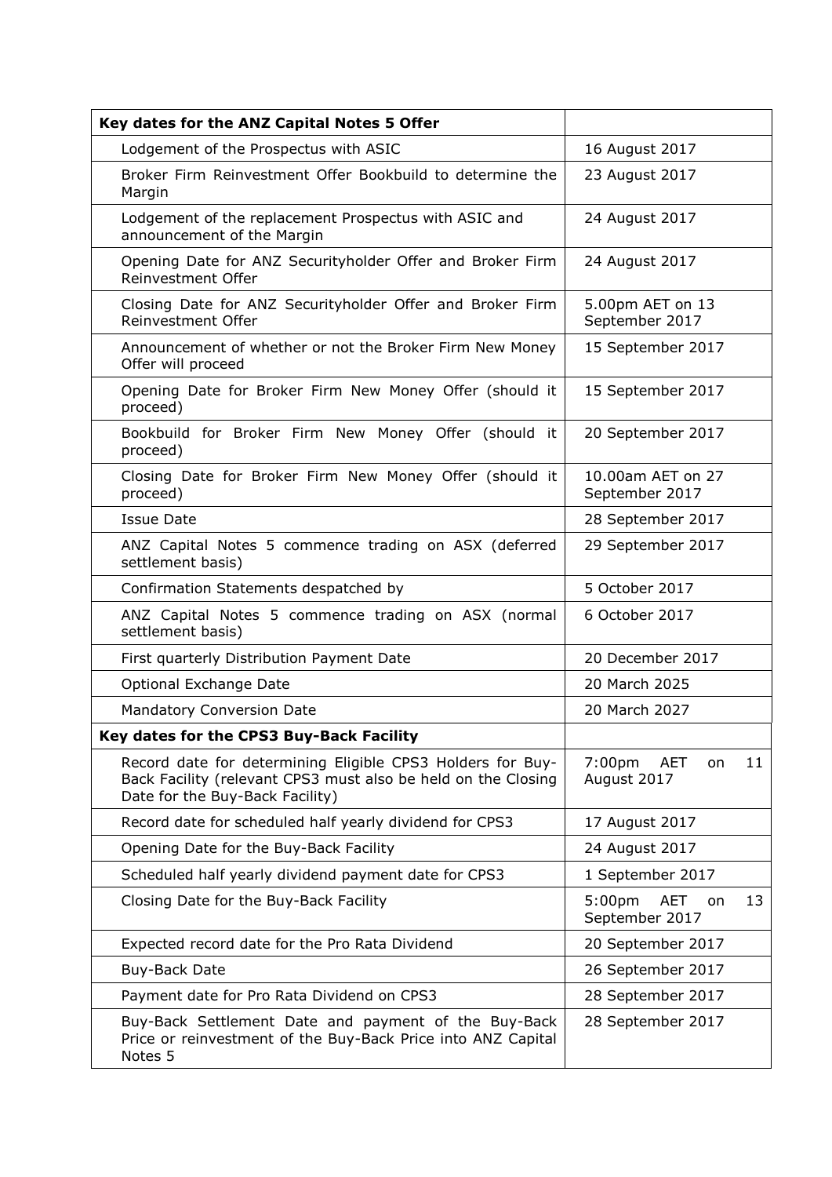| Key dates for the ANZ Capital Notes 5 Offer | |
|---|---|
| Lodgement of the Prospectus with ASIC | 16 August 2017 |
| Broker Firm Reinvestment Offer Bookbuild to determine the Margin | 23 August 2017 |
| Lodgement of the replacement Prospectus with ASIC and announcement of the Margin | 24 August 2017 |
| Opening Date for ANZ Securityholder Offer and Broker Firm Reinvestment Offer | 24 August 2017 |
| Closing Date for ANZ Securityholder Offer and Broker Firm Reinvestment Offer | 5.00pm AET on 13 September 2017 |
| Announcement of whether or not the Broker Firm New Money Offer will proceed | 15 September 2017 |
| Opening Date for Broker Firm New Money Offer (should it proceed) | 15 September 2017 |
| Bookbuild for Broker Firm New Money Offer (should it proceed) | 20 September 2017 |
| Closing Date for Broker Firm New Money Offer (should it proceed) | 10.00am AET on 27 September 2017 |
| Issue Date | 28 September 2017 |
| ANZ Capital Notes 5 commence trading on ASX (deferred settlement basis) | 29 September 2017 |
| Confirmation Statements despatched by | 5 October 2017 |
| ANZ Capital Notes 5 commence trading on ASX (normal settlement basis) | 6 October 2017 |
| First quarterly Distribution Payment Date | 20 December 2017 |
| Optional Exchange Date | 20 March 2025 |
| Mandatory Conversion Date | 20 March 2027 |
| **Key dates for the CPS3 Buy-Back Facility** | |
| Record date for determining Eligible CPS3 Holders for Buy-Back Facility (relevant CPS3 must also be held on the Closing Date for the Buy-Back Facility) | 7:00pm AET on 11 August 2017 |
| Record date for scheduled half yearly dividend for CPS3 | 17 August 2017 |
| Opening Date for the Buy-Back Facility | 24 August 2017 |
| Scheduled half yearly dividend payment date for CPS3 | 1 September 2017 |
| Closing Date for the Buy-Back Facility | 5:00pm AET on 13 September 2017 |
| Expected record date for the Pro Rata Dividend | 20 September 2017 |
| Buy-Back Date | 26 September 2017 |
| Payment date for Pro Rata Dividend on CPS3 | 28 September 2017 |
| Buy-Back Settlement Date and payment of the Buy-Back Price or reinvestment of the Buy-Back Price into ANZ Capital Notes 5 | 28 September 2017 |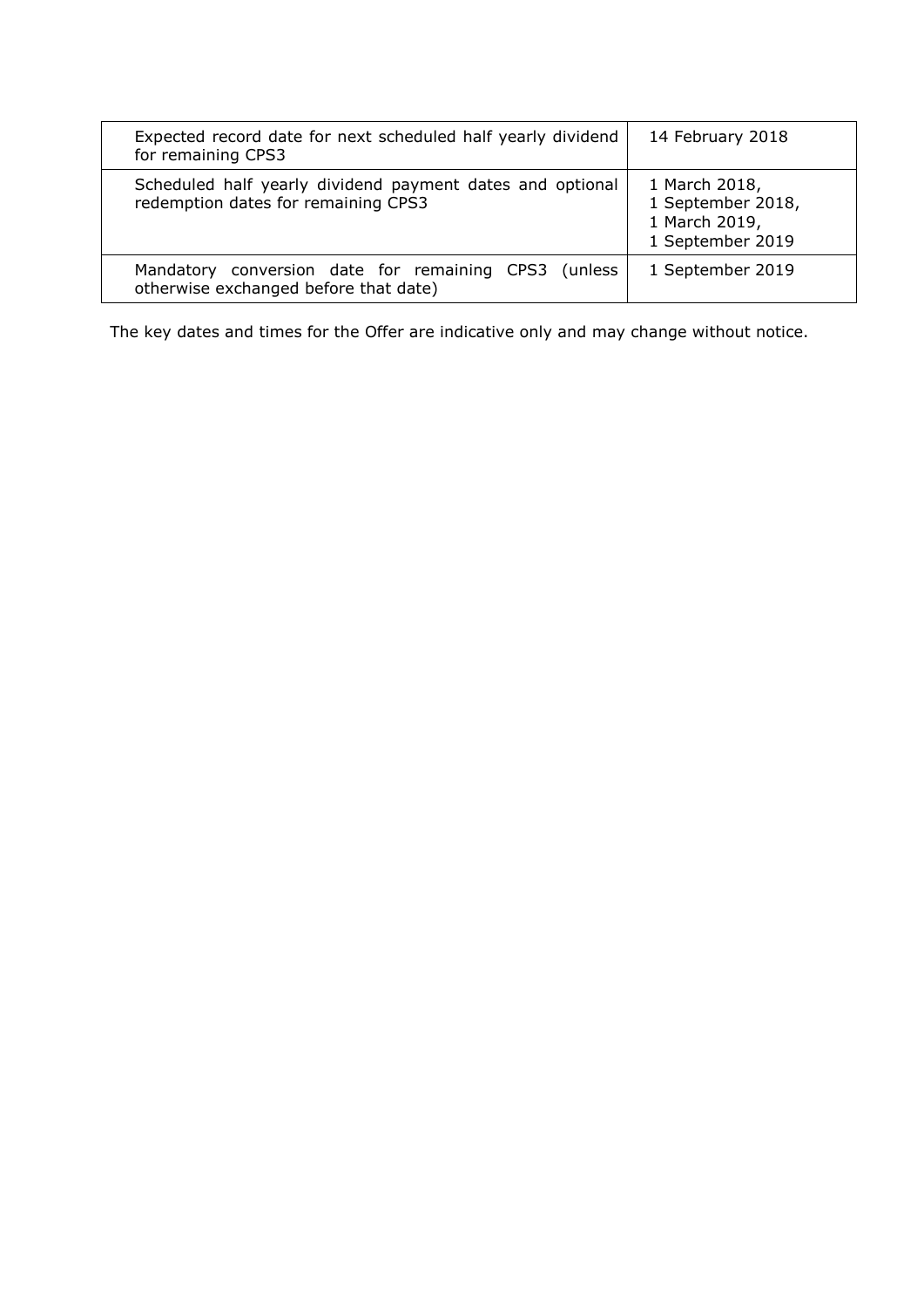| | |
|---|---|
| Expected record date for next scheduled half yearly dividend for remaining CPS3 | 14 February 2018 |
| Scheduled half yearly dividend payment dates and optional redemption dates for remaining CPS3 | 1 March 2018, 1 September 2018, 1 March 2019, 1 September 2019 |
| Mandatory conversion date for remaining CPS3 (unless otherwise exchanged before that date) | 1 September 2019 |

The key dates and times for the Offer are indicative only and may change without notice.